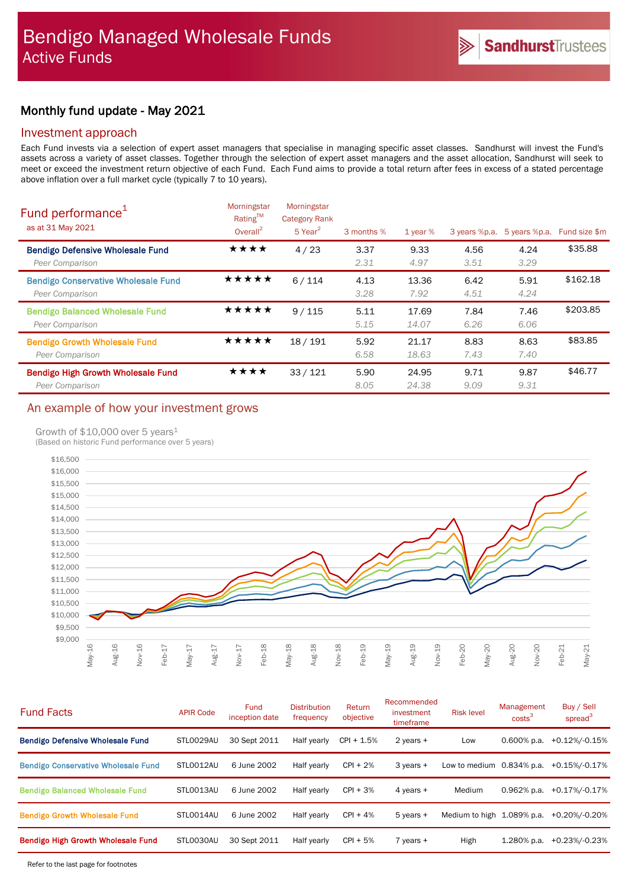# Bendigo Managed Wholesale Funds
## Active Funds

SandhurstTrustees

### Monthly fund update - May 2021

## Investment approach

Each Fund invests via a selection of expert asset managers that specialise in managing specific asset classes. Sandhurst will invest the Fund's assets across a variety of asset classes. Together through the selection of expert asset managers and the asset allocation, Sandhurst will seek to meet or exceed the investment return objective of each Fund. Each Fund aims to provide a total return after fees in excess of a stated percentage above inflation over a full market cycle (typically 7 to 10 years).

## Fund performance[1]

as at 31 May 2021

| | Morningstar Rating™ Overall[2] | Morningstar Category Rank 5 Year[2] | 3 months % | 1 year % | 3 years %p.a. | 5 years %p.a. | Fund size $m |
|---|---|---|---|---|---|---|---|
| **Bendigo Defensive Wholesale Fund** | ★★★★ | 4 / 23 | 3.37 | 9.33 | 4.56 | 4.24 | $35.88 |
| *Peer Comparison* | | | *2.31* | *4.97* | *3.51* | *3.29* | |
| **Bendigo Conservative Wholesale Fund** | ★★★★★ | 6 / 114 | 4.13 | 13.36 | 6.42 | 5.91 | $162.18 |
| *Peer Comparison* | | | *3.28* | *7.92* | *4.51* | *4.24* | |
| **Bendigo Balanced Wholesale Fund** | ★★★★★ | 9 / 115 | 5.11 | 17.69 | 7.84 | 7.46 | $203.85 |
| *Peer Comparison* | | | *5.15* | *14.07* | *6.26* | *6.06* | |
| **Bendigo Growth Wholesale Fund** | ★★★★★ | 18 / 191 | 5.92 | 21.17 | 8.83 | 8.63 | $83.85 |
| *Peer Comparison* | | | *6.58* | *18.63* | *7.43* | *7.40* | |
| **Bendigo High Growth Wholesale Fund** | ★★★★ | 33 / 121 | 5.90 | 24.95 | 9.71 | 9.87 | $46.77 |
| *Peer Comparison* | | | *8.05* | *24.38* | *9.09* | *9.31* | |

## An example of how your investment grows

Growth of $10,000 over 5 years[1]
(Based on historic Fund performance over 5 years)

## Fund Facts

| | APIR Code | Fund inception date | Distribution frequency | Return objective | Recommended investment timeframe | Risk level | Management costs[3] | Buy / Sell spread[3] |
|---|---|---|---|---|---|---|---|---|
| **Bendigo Defensive Wholesale Fund** | STL0029AU | 30 Sept 2011 | Half yearly | CPI + 1.5% | 2 years + | Low | 0.600% p.a. | +0.12%/-0.15% |
| **Bendigo Conservative Wholesale Fund** | STL0012AU | 6 June 2002 | Half yearly | CPI + 2% | 3 years + | Low to medium | 0.834% p.a. | +0.15%/-0.17% |
| **Bendigo Balanced Wholesale Fund** | STL0013AU | 6 June 2002 | Half yearly | CPI + 3% | 4 years + | Medium | 0.962% p.a. | +0.17%/-0.17% |
| **Bendigo Growth Wholesale Fund** | STL0014AU | 6 June 2002 | Half yearly | CPI + 4% | 5 years + | Medium to high | 1.089% p.a. | +0.20%/-0.20% |
| **Bendigo High Growth Wholesale Fund** | STL0030AU | 30 Sept 2011 | Half yearly | CPI + 5% | 7 years + | High | 1.280% p.a. | +0.23%/-0.23% |

Refer to the last page for footnotes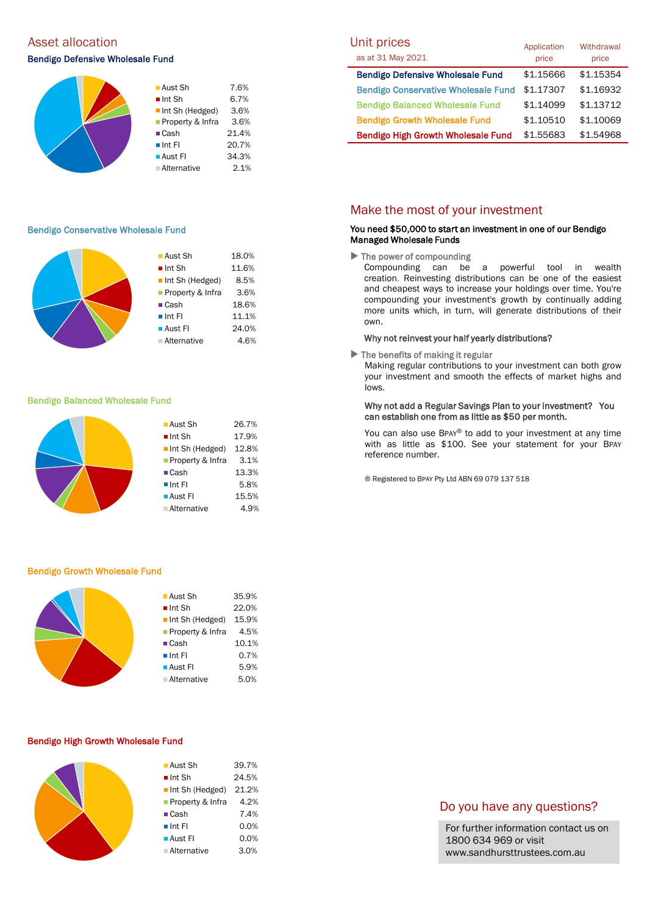## Asset allocation

### Bendigo Defensive Wholesale Fund

| Asset | % |
|---|---|
| Aust Sh | 7.6% |
| Int Sh | 6.7% |
| Int Sh (Hedged) | 3.6% |
| Property & Infra | 3.6% |
| Cash | 21.4% |
| Int FI | 20.7% |
| Aust FI | 34.3% |
| Alternative | 2.1% |

### Bendigo Conservative Wholesale Fund

| Asset | % |
|---|---|
| Aust Sh | 18.0% |
| Int Sh | 11.6% |
| Int Sh (Hedged) | 8.5% |
| Property & Infra | 3.6% |
| Cash | 18.6% |
| Int FI | 11.1% |
| Aust FI | 24.0% |
| Alternative | 4.6% |

### Bendigo Balanced Wholesale Fund

| Asset | % |
|---|---|
| Aust Sh | 26.7% |
| Int Sh | 17.9% |
| Int Sh (Hedged) | 12.8% |
| Property & Infra | 3.1% |
| Cash | 13.3% |
| Int FI | 5.8% |
| Aust FI | 15.5% |
| Alternative | 4.9% |

### Bendigo Growth Wholesale Fund

| Asset | % |
|---|---|
| Aust Sh | 35.9% |
| Int Sh | 22.0% |
| Int Sh (Hedged) | 15.9% |
| Property & Infra | 4.5% |
| Cash | 10.1% |
| Int FI | 0.7% |
| Aust FI | 5.9% |
| Alternative | 5.0% |

### Bendigo High Growth Wholesale Fund

| Asset | % |
|---|---|
| Aust Sh | 39.7% |
| Int Sh | 24.5% |
| Int Sh (Hedged) | 21.2% |
| Property & Infra | 4.2% |
| Cash | 7.4% |
| Int FI | 0.0% |
| Aust FI | 0.0% |
| Alternative | 3.0% |

## Unit prices

as at 31 May 2021

| | Application price | Withdrawal price |
|---|---|---|
| Bendigo Defensive Wholesale Fund | $1.15666 | $1.15354 |
| Bendigo Conservative Wholesale Fund | $1.17307 | $1.16932 |
| Bendigo Balanced Wholesale Fund | $1.14099 | $1.13712 |
| Bendigo Growth Wholesale Fund | $1.10510 | $1.10069 |
| Bendigo High Growth Wholesale Fund | $1.55683 | $1.54968 |

## Make the most of your investment

**You need $50,000 to start an investment in one of our Bendigo Managed Wholesale Funds**

▶ The power of compounding

Compounding can be a powerful tool in wealth creation. Reinvesting distributions can be one of the easiest and cheapest ways to increase your holdings over time. You're compounding your investment's growth by continually adding more units which, in turn, will generate distributions of their own.

**Why not reinvest your half yearly distributions?**

▶ The benefits of making it regular

Making regular contributions to your investment can both grow your investment and smooth the effects of market highs and lows.

**Why not add a Regular Savings Plan to your investment? You can establish one from as little as $50 per month.**

You can also use BPAY® to add to your investment at any time with as little as $100. See your statement for your BPAY reference number.

® Registered to BPAY Pty Ltd ABN 69 079 137 518

## Do you have any questions?

For further information contact us on 1800 634 969 or visit www.sandhursttrustees.com.au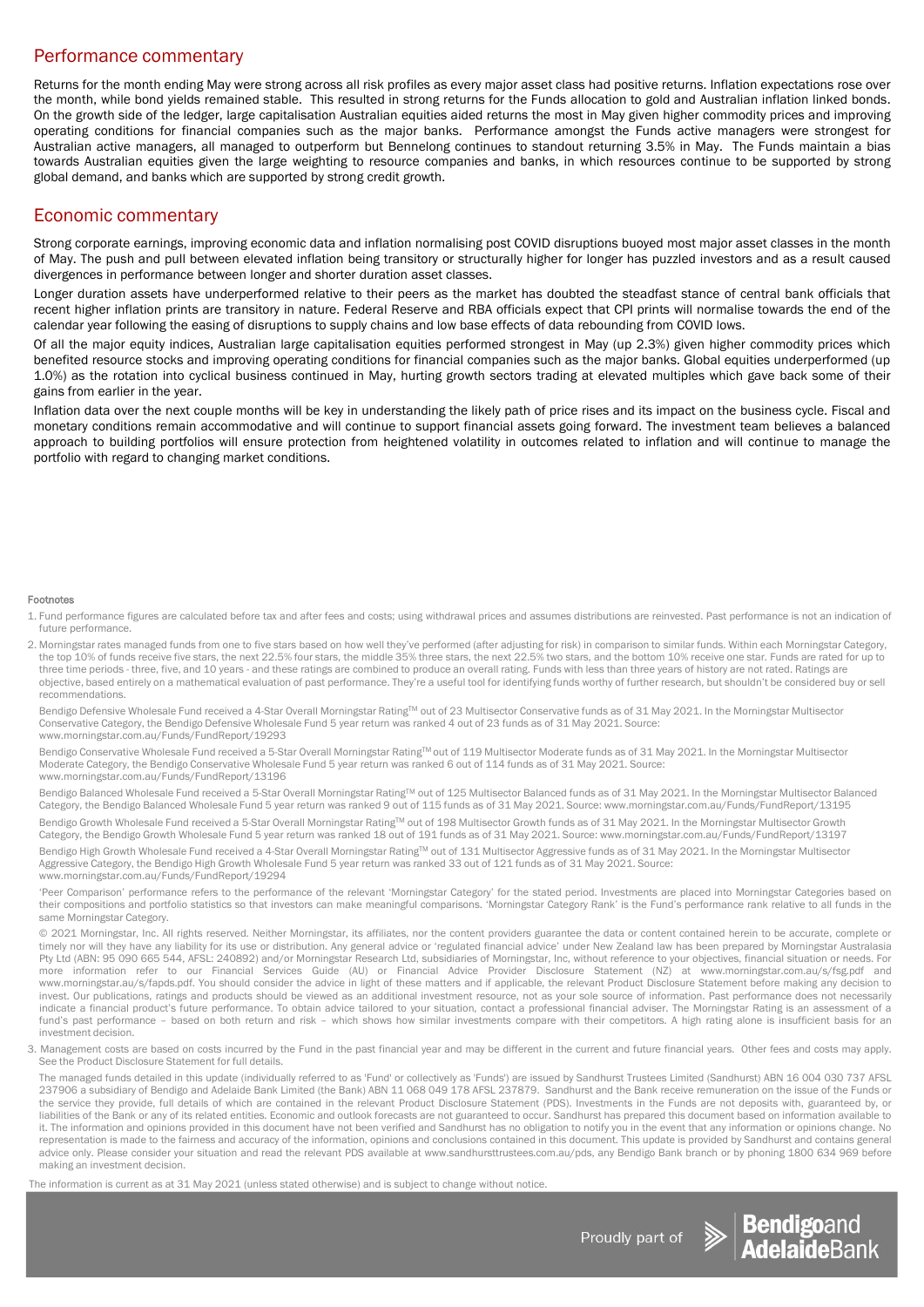## Performance commentary

Returns for the month ending May were strong across all risk profiles as every major asset class had positive returns. Inflation expectations rose over the month, while bond yields remained stable. This resulted in strong returns for the Funds allocation to gold and Australian inflation linked bonds. On the growth side of the ledger, large capitalisation Australian equities aided returns the most in May given higher commodity prices and improving operating conditions for financial companies such as the major banks. Performance amongst the Funds active managers were strongest for Australian active managers, all managed to outperform but Bennelong continues to standout returning 3.5% in May. The Funds maintain a bias towards Australian equities given the large weighting to resource companies and banks, in which resources continue to be supported by strong global demand, and banks which are supported by strong credit growth.

## Economic commentary

Strong corporate earnings, improving economic data and inflation normalising post COVID disruptions buoyed most major asset classes in the month of May. The push and pull between elevated inflation being transitory or structurally higher for longer has puzzled investors and as a result caused divergences in performance between longer and shorter duration asset classes.

Longer duration assets have underperformed relative to their peers as the market has doubted the steadfast stance of central bank officials that recent higher inflation prints are transitory in nature. Federal Reserve and RBA officials expect that CPI prints will normalise towards the end of the calendar year following the easing of disruptions to supply chains and low base effects of data rebounding from COVID lows.

Of all the major equity indices, Australian large capitalisation equities performed strongest in May (up 2.3%) given higher commodity prices which benefited resource stocks and improving operating conditions for financial companies such as the major banks. Global equities underperformed (up 1.0%) as the rotation into cyclical business continued in May, hurting growth sectors trading at elevated multiples which gave back some of their gains from earlier in the year.

Inflation data over the next couple months will be key in understanding the likely path of price rises and its impact on the business cycle. Fiscal and monetary conditions remain accommodative and will continue to support financial assets going forward. The investment team believes a balanced approach to building portfolios will ensure protection from heightened volatility in outcomes related to inflation and will continue to manage the portfolio with regard to changing market conditions.

#### Footnotes

1. Fund performance figures are calculated before tax and after fees and costs; using withdrawal prices and assumes distributions are reinvested. Past performance is not an indication of future performance.
2. Morningstar rates managed funds from one to five stars based on how well they've performed (after adjusting for risk) in comparison to similar funds. Within each Morningstar Category, the top 10% of funds receive five stars, the next 22.5% four stars, the middle 35% three stars, the next 22.5% two stars, and the bottom 10% receive one star. Funds are rated for up to three time periods - three, five, and 10 years - and these ratings are combined to produce an overall rating. Funds with less than three years of history are not rated. Ratings are objective, based entirely on a mathematical evaluation of past performance. They're a useful tool for identifying funds worthy of further research, but shouldn't be considered buy or sell recommendations.

   Bendigo Defensive Wholesale Fund received a 4-Star Overall Morningstar Rating™ out of 23 Multisector Conservative funds as of 31 May 2021. In the Morningstar Multisector Conservative Category, the Bendigo Defensive Wholesale Fund 5 year return was ranked 4 out of 23 funds as of 31 May 2021. Source: www.morningstar.com.au/Funds/FundReport/19293

   Bendigo Conservative Wholesale Fund received a 5-Star Overall Morningstar Rating™ out of 119 Multisector Moderate funds as of 31 May 2021. In the Morningstar Multisector Moderate Category, the Bendigo Conservative Wholesale Fund 5 year return was ranked 6 out of 114 funds as of 31 May 2021. Source: www.morningstar.com.au/Funds/FundReport/13196

   Bendigo Balanced Wholesale Fund received a 5-Star Overall Morningstar Rating™ out of 125 Multisector Balanced funds as of 31 May 2021. In the Morningstar Multisector Balanced Category, the Bendigo Balanced Wholesale Fund 5 year return was ranked 9 out of 115 funds as of 31 May 2021. Source: www.morningstar.com.au/Funds/FundReport/13195

   Bendigo Growth Wholesale Fund received a 5-Star Overall Morningstar Rating™ out of 198 Multisector Growth funds as of 31 May 2021. In the Morningstar Multisector Growth Category, the Bendigo Growth Wholesale Fund 5 year return was ranked 18 out of 191 funds as of 31 May 2021. Source: www.morningstar.com.au/Funds/FundReport/13197

   Bendigo High Growth Wholesale Fund received a 4-Star Overall Morningstar Rating™ out of 131 Multisector Aggressive funds as of 31 May 2021. In the Morningstar Multisector Aggressive Category, the Bendigo High Growth Wholesale Fund 5 year return was ranked 33 out of 121 funds as of 31 May 2021. Source: www.morningstar.com.au/Funds/FundReport/19294

   'Peer Comparison' performance refers to the performance of the relevant 'Morningstar Category' for the stated period. Investments are placed into Morningstar Categories based on their compositions and portfolio statistics so that investors can make meaningful comparisons. 'Morningstar Category Rank' is the Fund's performance rank relative to all funds in the same Morningstar Category.

   © 2021 Morningstar, Inc. All rights reserved. Neither Morningstar, its affiliates, nor the content providers guarantee the data or content contained herein to be accurate, complete or timely nor will they have any liability for its use or distribution. Any general advice or 'regulated financial advice' under New Zealand law has been prepared by Morningstar Australasia Pty Ltd (ABN: 95 090 665 544, AFSL: 240892) and/or Morningstar Research Ltd, subsidiaries of Morningstar, Inc, without reference to your objectives, financial situation or needs. For more information refer to our Financial Services Guide (AU) or Financial Advice Provider Disclosure Statement (NZ) at www.morningstar.com.au/s/fsg.pdf and www.morningstar.au/s/fapds.pdf. You should consider the advice in light of these matters and if applicable, the relevant Product Disclosure Statement before making any decision to invest. Our publications, ratings and products should be viewed as an additional investment resource, not as your sole source of information. Past performance does not necessarily indicate a financial product's future performance. To obtain advice tailored to your situation, contact a professional financial adviser. The Morningstar Rating is an assessment of a fund's past performance – based on both return and risk – which shows how similar investments compare with their competitors. A high rating alone is insufficient basis for an investment decision.

3. Management costs are based on costs incurred by the Fund in the past financial year and may be different in the current and future financial years. Other fees and costs may apply. See the Product Disclosure Statement for full details.

   The managed funds detailed in this update (individually referred to as 'Fund' or collectively as 'Funds') are issued by Sandhurst Trustees Limited (Sandhurst) ABN 16 004 030 737 AFSL 237906 a subsidiary of Bendigo and Adelaide Bank Limited (the Bank) ABN 11 068 049 178 AFSL 237879. Sandhurst and the Bank receive remuneration on the issue of the Funds or the service they provide, full details of which are contained in the relevant Product Disclosure Statement (PDS). Investments in the Funds are not deposits with, guaranteed by, or liabilities of the Bank or any of its related entities. Economic and outlook forecasts are not guaranteed to occur. Sandhurst has prepared this document based on information available to it. The information and opinions provided in this document have not been verified and Sandhurst has no obligation to notify you in the event that any information or opinions change. No representation is made to the fairness and accuracy of the information, opinions and conclusions contained in this document. This update is provided by Sandhurst and contains general advice only. Please consider your situation and read the relevant PDS available at www.sandhursttrustees.com.au/pds, any Bendigo Bank branch or by phoning 1800 634 969 before making an investment decision.

The information is current as at 31 May 2021 (unless stated otherwise) and is subject to change without notice.

Proudly part of **Bendigo**and **Adelaide**Bank